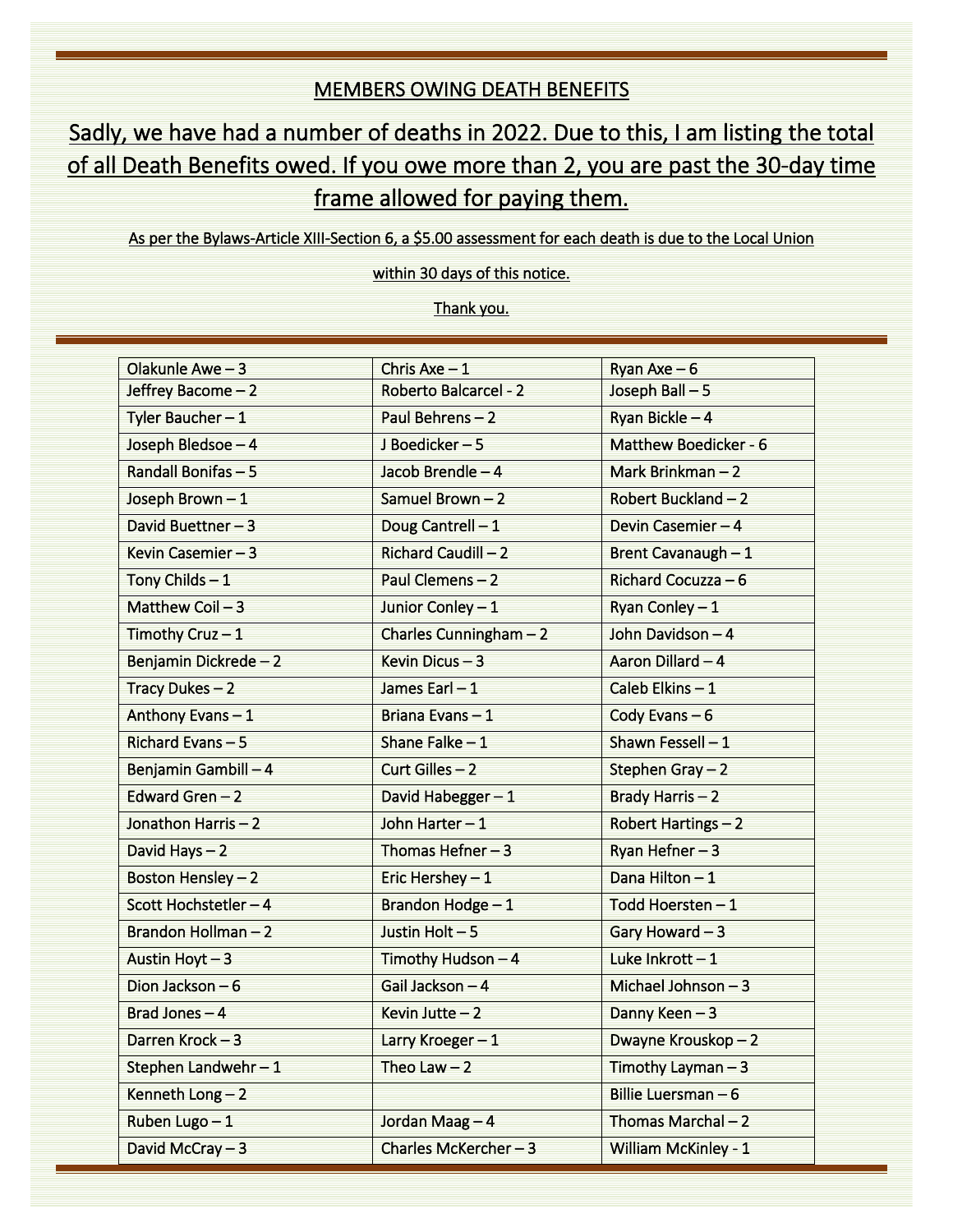## MEMBERS OWING DEATH BENEFITS

**Sadly, we have had a number of deaths in 2022. Due to this, I am listing the total of all Death Benefits owed. If you owe more than 2, you are past the 30-day time frame allowed for paying them.**

As per the Bylaws-Article XIII-Section 6, a $5.00 assessment for each death is due to the Local Union within 30 days of this notice.

Thank you.

| | | |
|---|---|---|
| Olakunle Awe – 3 | Chris Axe – 1 | Ryan Axe – 6 |
| Jeffrey Bacome – 2 | Roberto Balcarcel - 2 | Joseph Ball – 5 |
| Tyler Baucher – 1 | Paul Behrens – 2 | Ryan Bickle – 4 |
| Joseph Bledsoe – 4 | J Boedicker – 5 | Matthew Boedicker - 6 |
| Randall Bonifas – 5 | Jacob Brendle – 4 | Mark Brinkman – 2 |
| Joseph Brown – 1 | Samuel Brown – 2 | Robert Buckland – 2 |
| David Buettner – 3 | Doug Cantrell – 1 | Devin Casemier – 4 |
| Kevin Casemier – 3 | Richard Caudill – 2 | Brent Cavanaugh – 1 |
| Tony Childs – 1 | Paul Clemens – 2 | Richard Cocuzza – 6 |
| Matthew Coil – 3 | Junior Conley – 1 | Ryan Conley – 1 |
| Timothy Cruz – 1 | Charles Cunningham – 2 | John Davidson – 4 |
| Benjamin Dickrede – 2 | Kevin Dicus – 3 | Aaron Dillard – 4 |
| Tracy Dukes – 2 | James Earl – 1 | Caleb Elkins – 1 |
| Anthony Evans – 1 | Briana Evans – 1 | Cody Evans – 6 |
| Richard Evans – 5 | Shane Falke – 1 | Shawn Fessell – 1 |
| Benjamin Gambill – 4 | Curt Gilles – 2 | Stephen Gray – 2 |
| Edward Gren – 2 | David Habegger – 1 | Brady Harris – 2 |
| Jonathon Harris – 2 | John Harter – 1 | Robert Hartings – 2 |
| David Hays – 2 | Thomas Hefner – 3 | Ryan Hefner – 3 |
| Boston Hensley – 2 | Eric Hershey – 1 | Dana Hilton – 1 |
| Scott Hochstetler – 4 | Brandon Hodge – 1 | Todd Hoersten – 1 |
| Brandon Hollman – 2 | Justin Holt – 5 | Gary Howard – 3 |
| Austin Hoyt – 3 | Timothy Hudson – 4 | Luke Inkrott – 1 |
| Dion Jackson – 6 | Gail Jackson – 4 | Michael Johnson – 3 |
| Brad Jones – 4 | Kevin Jutte – 2 | Danny Keen – 3 |
| Darren Krock – 3 | Larry Kroeger – 1 | Dwayne Krouskop – 2 |
| Stephen Landwehr – 1 | Theo Law – 2 | Timothy Layman – 3 |
| Kenneth Long – 2 | | Billie Luersman – 6 |
| Ruben Lugo – 1 | Jordan Maag – 4 | Thomas Marchal – 2 |
| David McCray – 3 | Charles McKercher – 3 | William McKinley - 1 |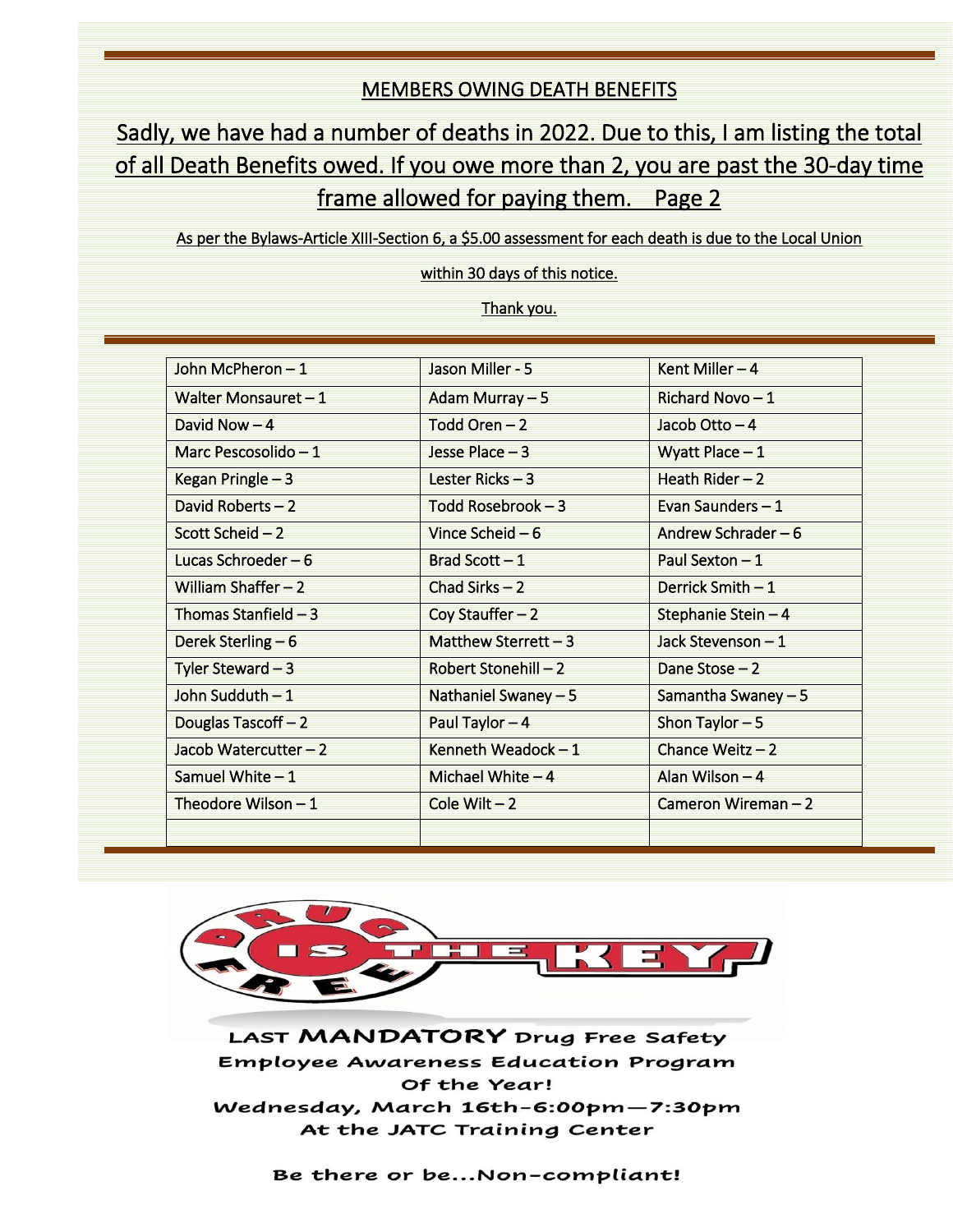## MEMBERS OWING DEATH BENEFITS

**Sadly, we have had a number of deaths in 2022. Due to this, I am listing the total of all Death Benefits owed. If you owe more than 2, you are past the 30-day time frame allowed for paying them. Page 2**

As per the Bylaws-Article XIII-Section 6, a $5.00 assessment for each death is due to the Local Union within 30 days of this notice.

Thank you.

| | | |
|---|---|---|
| John McPheron – 1 | Jason Miller - 5 | Kent Miller – 4 |
| Walter Monsauret – 1 | Adam Murray – 5 | Richard Novo – 1 |
| David Now – 4 | Todd Oren – 2 | Jacob Otto – 4 |
| Marc Pescosolido – 1 | Jesse Place – 3 | Wyatt Place – 1 |
| Kegan Pringle – 3 | Lester Ricks – 3 | Heath Rider – 2 |
| David Roberts – 2 | Todd Rosebrook – 3 | Evan Saunders – 1 |
| Scott Scheid – 2 | Vince Scheid – 6 | Andrew Schrader – 6 |
| Lucas Schroeder – 6 | Brad Scott – 1 | Paul Sexton – 1 |
| William Shaffer – 2 | Chad Sirks – 2 | Derrick Smith – 1 |
| Thomas Stanfield – 3 | Coy Stauffer – 2 | Stephanie Stein – 4 |
| Derek Sterling – 6 | Matthew Sterrett – 3 | Jack Stevenson – 1 |
| Tyler Steward – 3 | Robert Stonehill – 2 | Dane Stose – 2 |
| John Sudduth – 1 | Nathaniel Swaney – 5 | Samantha Swaney – 5 |
| Douglas Tascoff – 2 | Paul Taylor – 4 | Shon Taylor – 5 |
| Jacob Watercutter – 2 | Kenneth Weadock – 1 | Chance Weitz – 2 |
| Samuel White – 1 | Michael White – 4 | Alan Wilson – 4 |
| Theodore Wilson – 1 | Cole Wilt – 2 | Cameron Wireman – 2 |
| | | |

DRUG FREE IS THE KEY

LAST **MANDATORY** Drug Free Safety Employee Awareness Education Program Of the Year!

Wednesday, March 16th-6:00pm—7:30pm

At the JATC Training Center

Be there or be...Non-compliant!